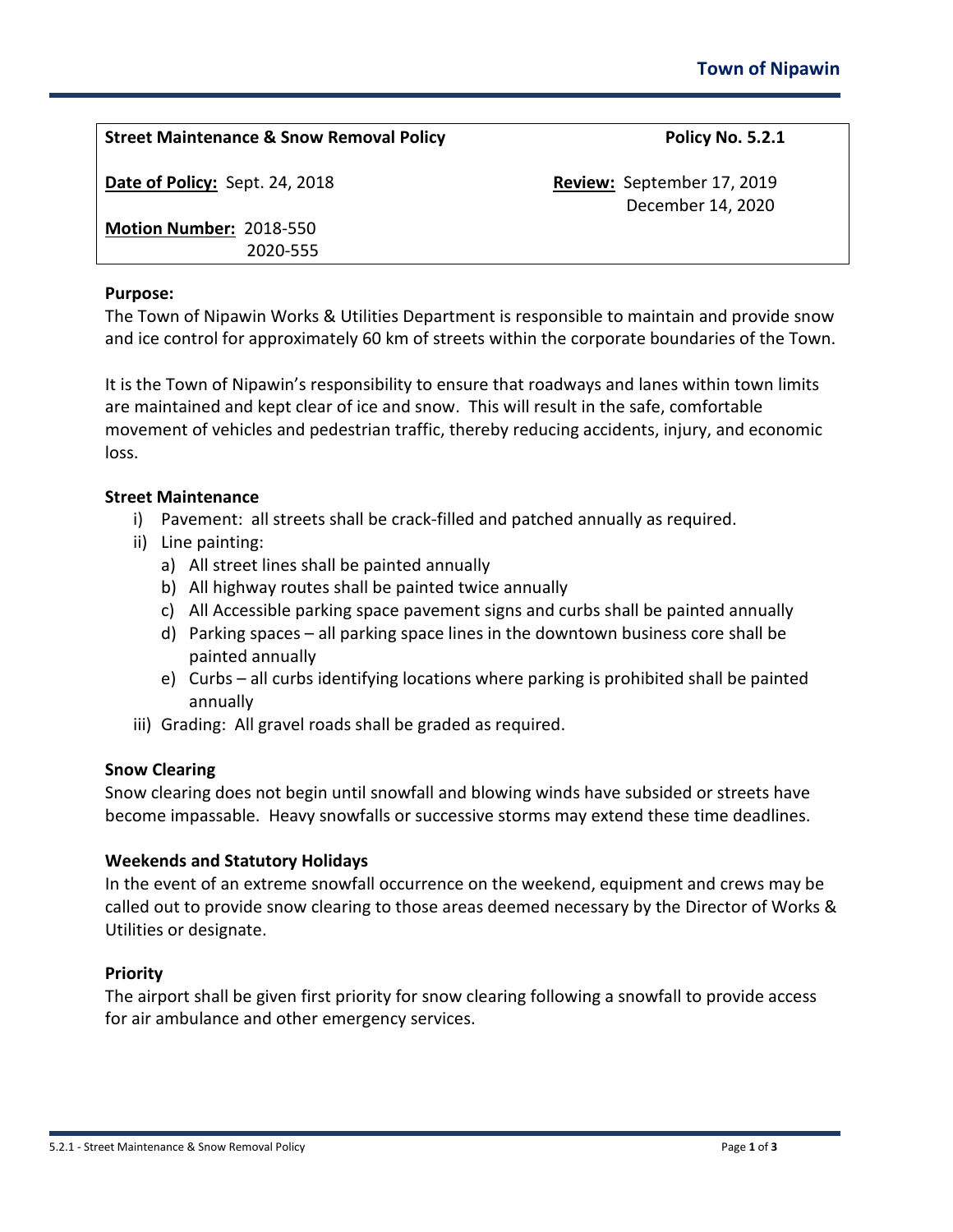| **Street Maintenance & Snow Removal Policy** | **Policy No. 5.2.1** |
| --- | --- |
| **Date of Policy:** Sept. 24, 2018 | **Review:** September 17, 2019<br>December 14, 2020 |
| **Motion Number:** 2018-550<br>2020-555 | |

**Purpose:**

The Town of Nipawin Works & Utilities Department is responsible to maintain and provide snow and ice control for approximately 60 km of streets within the corporate boundaries of the Town.

It is the Town of Nipawin's responsibility to ensure that roadways and lanes within town limits are maintained and kept clear of ice and snow. This will result in the safe, comfortable movement of vehicles and pedestrian traffic, thereby reducing accidents, injury, and economic loss.

**Street Maintenance**

i) Pavement: all streets shall be crack-filled and patched annually as required.
ii) Line painting:
   a) All street lines shall be painted annually
   b) All highway routes shall be painted twice annually
   c) All Accessible parking space pavement signs and curbs shall be painted annually
   d) Parking spaces – all parking space lines in the downtown business core shall be painted annually
   e) Curbs – all curbs identifying locations where parking is prohibited shall be painted annually
iii) Grading: All gravel roads shall be graded as required.

**Snow Clearing**

Snow clearing does not begin until snowfall and blowing winds have subsided or streets have become impassable. Heavy snowfalls or successive storms may extend these time deadlines.

**Weekends and Statutory Holidays**

In the event of an extreme snowfall occurrence on the weekend, equipment and crews may be called out to provide snow clearing to those areas deemed necessary by the Director of Works & Utilities or designate.

**Priority**

The airport shall be given first priority for snow clearing following a snowfall to provide access for air ambulance and other emergency services.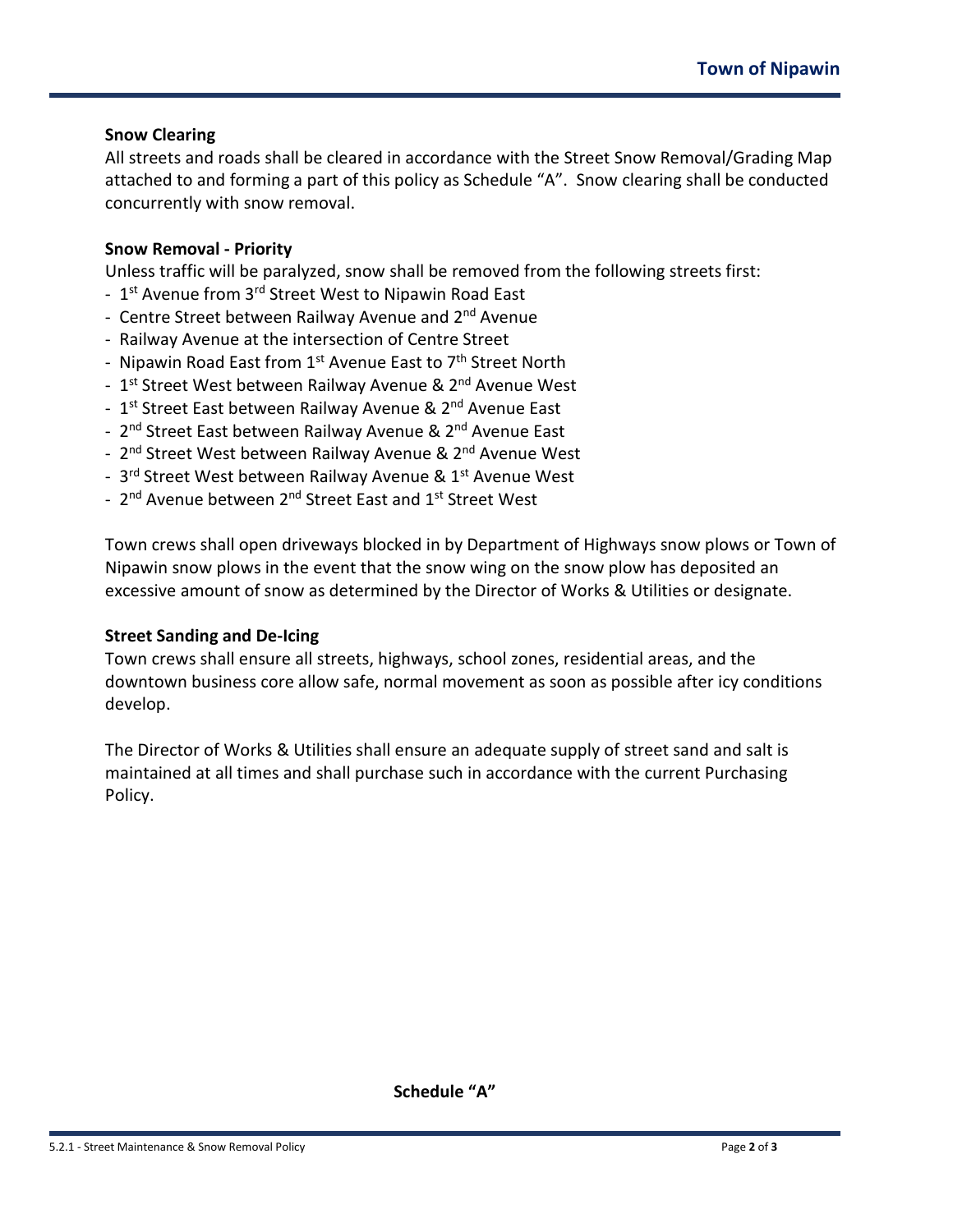**Snow Clearing**

All streets and roads shall be cleared in accordance with the Street Snow Removal/Grading Map attached to and forming a part of this policy as Schedule "A". Snow clearing shall be conducted concurrently with snow removal.

**Snow Removal - Priority**

Unless traffic will be paralyzed, snow shall be removed from the following streets first:

- 1st Avenue from 3rd Street West to Nipawin Road East
- Centre Street between Railway Avenue and 2nd Avenue
- Railway Avenue at the intersection of Centre Street
- Nipawin Road East from 1st Avenue East to 7th Street North
- 1st Street West between Railway Avenue & 2nd Avenue West
- 1st Street East between Railway Avenue & 2nd Avenue East
- 2nd Street East between Railway Avenue & 2nd Avenue East
- 2nd Street West between Railway Avenue & 2nd Avenue West
- 3rd Street West between Railway Avenue & 1st Avenue West
- 2nd Avenue between 2nd Street East and 1st Street West

Town crews shall open driveways blocked in by Department of Highways snow plows or Town of Nipawin snow plows in the event that the snow wing on the snow plow has deposited an excessive amount of snow as determined by the Director of Works & Utilities or designate.

**Street Sanding and De-Icing**

Town crews shall ensure all streets, highways, school zones, residential areas, and the downtown business core allow safe, normal movement as soon as possible after icy conditions develop.

The Director of Works & Utilities shall ensure an adequate supply of street sand and salt is maintained at all times and shall purchase such in accordance with the current Purchasing Policy.

**Schedule "A"**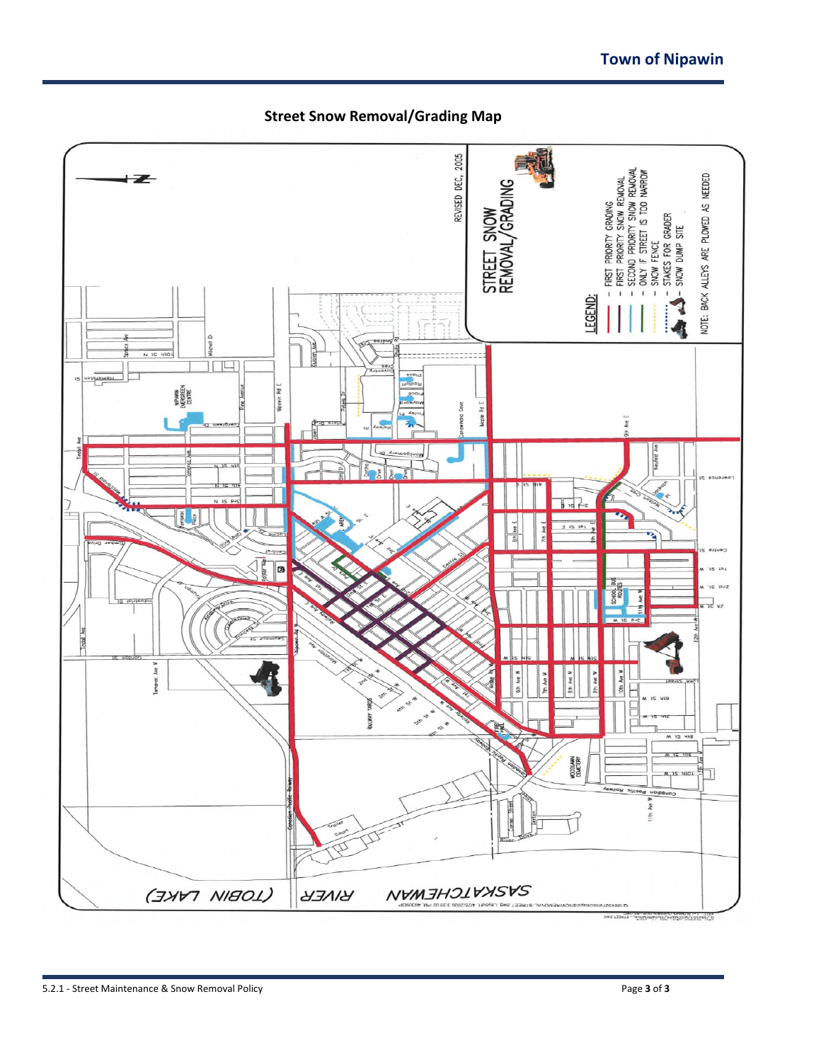## Street Snow Removal/Grading Map

STREET SNOW REMOVAL/GRADING

REVISED DEC, 2005

LEGEND:

- FIRST PRIORITY GRADING
- FIRST PRIORITY SNOW REMOVAL
- SECOND PRIORITY SNOW REMOVAL
- ONLY IF STREET IS TOO NARROW
- SNOW FENCE
- STAKES FOR GRADER
- SNOW DUMP SITE

NOTE: BACK ALLEYS ARE PLOWED AS NEEDED

SASKATCHEWAN RIVER (TOBIN LAKE)